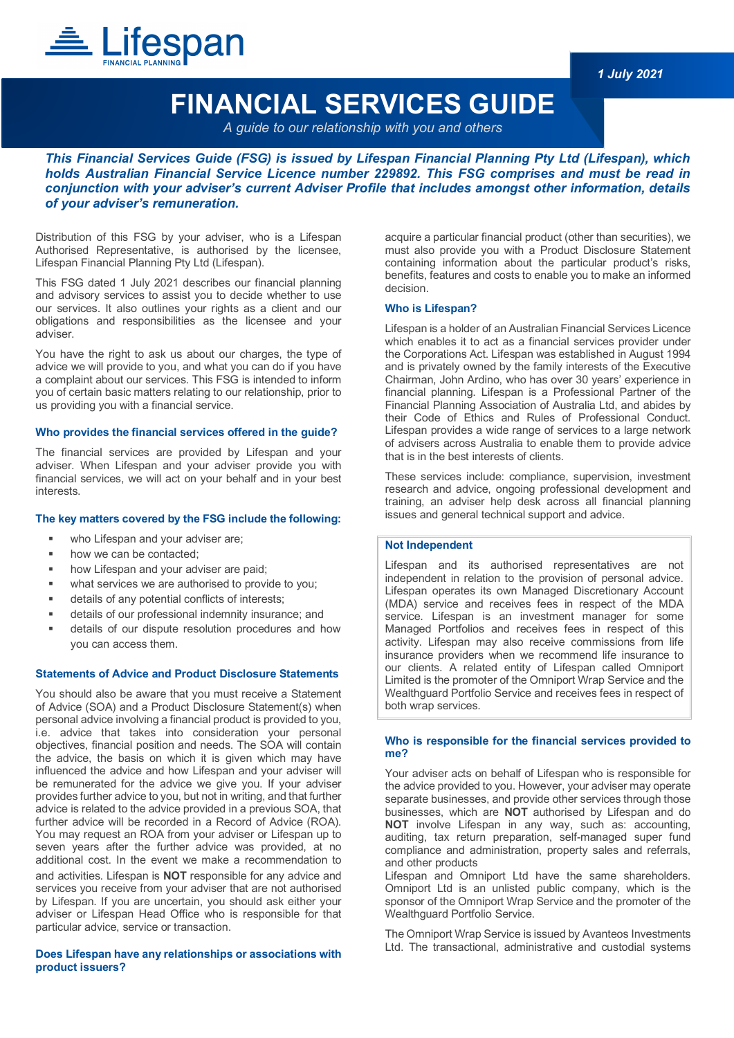Lifespan FINANCIAL PLANNING

*1 July 2021*

# FINANCIAL SERVICES GUIDE

*A guide to our relationship with you and others*

***This Financial Services Guide (FSG) is issued by Lifespan Financial Planning Pty Ltd (Lifespan), which holds Australian Financial Service Licence number 229892. This FSG comprises and must be read in conjunction with your adviser's current Adviser Profile that includes amongst other information, details of your adviser's remuneration.***

Distribution of this FSG by your adviser, who is a Lifespan Authorised Representative, is authorised by the licensee, Lifespan Financial Planning Pty Ltd (Lifespan).

This FSG dated 1 July 2021 describes our financial planning and advisory services to assist you to decide whether to use our services. It also outlines your rights as a client and our obligations and responsibilities as the licensee and your adviser.

You have the right to ask us about our charges, the type of advice we will provide to you, and what you can do if you have a complaint about our services. This FSG is intended to inform you of certain basic matters relating to our relationship, prior to us providing you with a financial service.

### Who provides the financial services offered in the guide?

The financial services are provided by Lifespan and your adviser. When Lifespan and your adviser provide you with financial services, we will act on your behalf and in your best interests.

### The key matters covered by the FSG include the following:

- who Lifespan and your adviser are;
- how we can be contacted;
- how Lifespan and your adviser are paid;
- what services we are authorised to provide to you;
- details of any potential conflicts of interests;
- details of our professional indemnity insurance; and
- details of our dispute resolution procedures and how you can access them.

### Statements of Advice and Product Disclosure Statements

You should also be aware that you must receive a Statement of Advice (SOA) and a Product Disclosure Statement(s) when personal advice involving a financial product is provided to you, i.e. advice that takes into consideration your personal objectives, financial position and needs. The SOA will contain the advice, the basis on which it is given which may have influenced the advice and how Lifespan and your adviser will be remunerated for the advice we give you. If your adviser provides further advice to you, but not in writing, and that further advice is related to the advice provided in a previous SOA, that further advice will be recorded in a Record of Advice (ROA). You may request an ROA from your adviser or Lifespan up to seven years after the further advice was provided, at no additional cost. In the event we make a recommendation to acquire a particular financial product (other than securities), we must also provide you with a Product Disclosure Statement containing information about the particular product's risks, benefits, features and costs to enable you to make an informed decision.

### Who is Lifespan?

Lifespan is a holder of an Australian Financial Services Licence which enables it to act as a financial services provider under the Corporations Act. Lifespan was established in August 1994 and is privately owned by the family interests of the Executive Chairman, John Ardino, who has over 30 years' experience in financial planning. Lifespan is a Professional Partner of the Financial Planning Association of Australia Ltd, and abides by their Code of Ethics and Rules of Professional Conduct. Lifespan provides a wide range of services to a large network of advisers across Australia to enable them to provide advice that is in the best interests of clients.

These services include: compliance, supervision, investment research and advice, ongoing professional development and training, an adviser help desk across all financial planning issues and general technical support and advice.

### Not Independent

Lifespan and its authorised representatives are not independent in relation to the provision of personal advice. Lifespan operates its own Managed Discretionary Account (MDA) service and receives fees in respect of the MDA service. Lifespan is an investment manager for some Managed Portfolios and receives fees in respect of this activity. Lifespan may also receive commissions from life insurance providers when we recommend life insurance to our clients. A related entity of Lifespan called Omniport Limited is the promoter of the Omniport Wrap Service and the Wealthguard Portfolio Service and receives fees in respect of both wrap services.

### Who is responsible for the financial services provided to me?

Your adviser acts on behalf of Lifespan who is responsible for the advice provided to you. However, your adviser may operate separate businesses, and provide other services through those businesses, which are **NOT** authorised by Lifespan and do **NOT** involve Lifespan in any way, such as: accounting, auditing, tax return preparation, self-managed super fund compliance and administration, property sales and referrals, and other products and activities. Lifespan is **NOT** responsible for any advice and services you receive from your adviser that are not authorised by Lifespan. If you are uncertain, you should ask either your adviser or Lifespan Head Office who is responsible for that particular advice, service or transaction.

### Does Lifespan have any relationships or associations with product issuers?

Lifespan and Omniport Ltd have the same shareholders. Omniport Ltd is an unlisted public company, which is the sponsor of the Omniport Wrap Service and the promoter of the Wealthguard Portfolio Service.

The Omniport Wrap Service is issued by Avanteos Investments Ltd. The transactional, administrative and custodial systems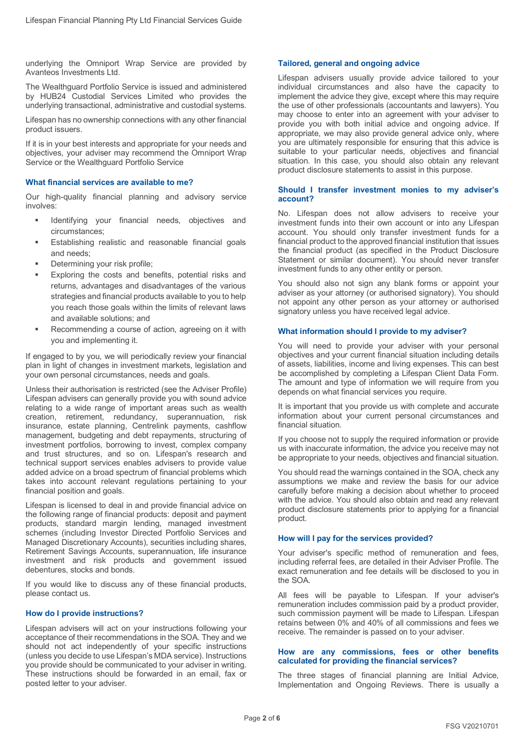underlying the Omniport Wrap Service are provided by Avanteos Investments Ltd.

The Wealthguard Portfolio Service is issued and administered by HUB24 Custodial Services Limited who provides the underlying transactional, administrative and custodial systems.

Lifespan has no ownership connections with any other financial product issuers.

If it is in your best interests and appropriate for your needs and objectives, your adviser may recommend the Omniport Wrap Service or the Wealthguard Portfolio Service

### What financial services are available to me?

Our high-quality financial planning and advisory service involves:

- Identifying your financial needs, objectives and circumstances;
- Establishing realistic and reasonable financial goals and needs;
- Determining your risk profile;
- Exploring the costs and benefits, potential risks and returns, advantages and disadvantages of the various strategies and financial products available to you to help you reach those goals within the limits of relevant laws and available solutions; and
- Recommending a course of action, agreeing on it with you and implementing it.

If engaged to by you, we will periodically review your financial plan in light of changes in investment markets, legislation and your own personal circumstances, needs and goals.

Unless their authorisation is restricted (see the Adviser Profile) Lifespan advisers can generally provide you with sound advice relating to a wide range of important areas such as wealth creation, retirement, redundancy, superannuation, risk insurance, estate planning, Centrelink payments, cashflow management, budgeting and debt repayments, structuring of investment portfolios, borrowing to invest, complex company and trust structures, and so on. Lifespan's research and technical support services enables advisers to provide value added advice on a broad spectrum of financial problems which takes into account relevant regulations pertaining to your financial position and goals.

Lifespan is licensed to deal in and provide financial advice on the following range of financial products: deposit and payment products, standard margin lending, managed investment schemes (including Investor Directed Portfolio Services and Managed Discretionary Accounts), securities including shares, Retirement Savings Accounts, superannuation, life insurance investment and risk products and government issued debentures, stocks and bonds.

If you would like to discuss any of these financial products, please contact us.

### How do I provide instructions?

Lifespan advisers will act on your instructions following your acceptance of their recommendations in the SOA. They and we should not act independently of your specific instructions (unless you decide to use Lifespan's MDA service). Instructions you provide should be communicated to your adviser in writing. These instructions should be forwarded in an email, fax or posted letter to your adviser.

### Tailored, general and ongoing advice

Lifespan advisers usually provide advice tailored to your individual circumstances and also have the capacity to implement the advice they give, except where this may require the use of other professionals (accountants and lawyers). You may choose to enter into an agreement with your adviser to provide you with both initial advice and ongoing advice. If appropriate, we may also provide general advice only, where you are ultimately responsible for ensuring that this advice is suitable to your particular needs, objectives and financial situation. In this case, you should also obtain any relevant product disclosure statements to assist in this purpose.

### Should I transfer investment monies to my adviser's account?

No. Lifespan does not allow advisers to receive your investment funds into their own account or into any Lifespan account. You should only transfer investment funds for a financial product to the approved financial institution that issues the financial product (as specified in the Product Disclosure Statement or similar document). You should never transfer investment funds to any other entity or person.

You should also not sign any blank forms or appoint your adviser as your attorney (or authorised signatory). You should not appoint any other person as your attorney or authorised signatory unless you have received legal advice.

### What information should I provide to my adviser?

You will need to provide your adviser with your personal objectives and your current financial situation including details of assets, liabilities, income and living expenses. This can best be accomplished by completing a Lifespan Client Data Form. The amount and type of information we will require from you depends on what financial services you require.

It is important that you provide us with complete and accurate information about your current personal circumstances and financial situation.

If you choose not to supply the required information or provide us with inaccurate information, the advice you receive may not be appropriate to your needs, objectives and financial situation.

You should read the warnings contained in the SOA, check any assumptions we make and review the basis for our advice carefully before making a decision about whether to proceed with the advice. You should also obtain and read any relevant product disclosure statements prior to applying for a financial product.

### How will I pay for the services provided?

Your adviser's specific method of remuneration and fees, including referral fees, are detailed in their Adviser Profile. The exact remuneration and fee details will be disclosed to you in the SOA.

All fees will be payable to Lifespan. If your adviser's remuneration includes commission paid by a product provider, such commission payment will be made to Lifespan. Lifespan retains between 0% and 40% of all commissions and fees we receive. The remainder is passed on to your adviser.

### How are any commissions, fees or other benefits calculated for providing the financial services?

The three stages of financial planning are Initial Advice, Implementation and Ongoing Reviews. There is usually a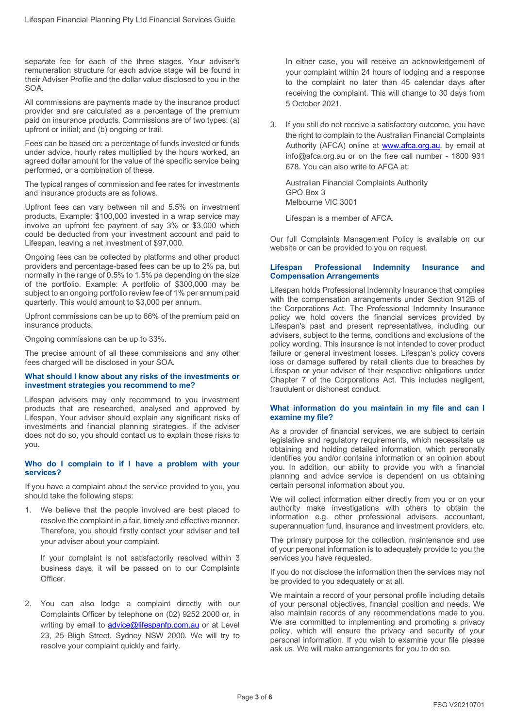separate fee for each of the three stages. Your adviser's remuneration structure for each advice stage will be found in their Adviser Profile and the dollar value disclosed to you in the SOA.

All commissions are payments made by the insurance product provider and are calculated as a percentage of the premium paid on insurance products. Commissions are of two types: (a) upfront or initial; and (b) ongoing or trail.

Fees can be based on: a percentage of funds invested or funds under advice, hourly rates multiplied by the hours worked, an agreed dollar amount for the value of the specific service being performed, or a combination of these.

The typical ranges of commission and fee rates for investments and insurance products are as follows.

Upfront fees can vary between nil and 5.5% on investment products. Example: $100,000 invested in a wrap service may involve an upfront fee payment of say 3% or $3,000 which could be deducted from your investment account and paid to Lifespan, leaving a net investment of $97,000.

Ongoing fees can be collected by platforms and other product providers and percentage-based fees can be up to 2% pa, but normally in the range of 0.5% to 1.5% pa depending on the size of the portfolio. Example: A portfolio of $300,000 may be subject to an ongoing portfolio review fee of 1% per annum paid quarterly. This would amount to $3,000 per annum.

Upfront commissions can be up to 66% of the premium paid on insurance products.

Ongoing commissions can be up to 33%.

The precise amount of all these commissions and any other fees charged will be disclosed in your SOA.

## What should I know about any risks of the investments or investment strategies you recommend to me?

Lifespan advisers may only recommend to you investment products that are researched, analysed and approved by Lifespan. Your adviser should explain any significant risks of investments and financial planning strategies. If the adviser does not do so, you should contact us to explain those risks to you.

## Who do I complain to if I have a problem with your services?

If you have a complaint about the service provided to you, you should take the following steps:

1. We believe that the people involved are best placed to resolve the complaint in a fair, timely and effective manner. Therefore, you should firstly contact your adviser and tell your adviser about your complaint.

   If your complaint is not satisfactorily resolved within 3 business days, it will be passed on to our Complaints Officer.

2. You can also lodge a complaint directly with our Complaints Officer by telephone on (02) 9252 2000 or, in writing by email to advice@lifespanfp.com.au or at Level 23, 25 Bligh Street, Sydney NSW 2000. We will try to resolve your complaint quickly and fairly.

   In either case, you will receive an acknowledgement of your complaint within 24 hours of lodging and a response to the complaint no later than 45 calendar days after receiving the complaint. This will change to 30 days from 5 October 2021.

3. If you still do not receive a satisfactory outcome, you have the right to complain to the Australian Financial Complaints Authority (AFCA) online at www.afca.org.au, by email at info@afca.org.au or on the free call number - 1800 931 678. You can also write to AFCA at:

   Australian Financial Complaints Authority
   GPO Box 3
   Melbourne VIC 3001

   Lifespan is a member of AFCA.

Our full Complaints Management Policy is available on our website or can be provided to you on request.

## Lifespan Professional Indemnity Insurance and Compensation Arrangements

Lifespan holds Professional Indemnity Insurance that complies with the compensation arrangements under Section 912B of the Corporations Act. The Professional Indemnity Insurance policy we hold covers the financial services provided by Lifespan's past and present representatives, including our advisers, subject to the terms, conditions and exclusions of the policy wording. This insurance is not intended to cover product failure or general investment losses. Lifespan's policy covers loss or damage suffered by retail clients due to breaches by Lifespan or your adviser of their respective obligations under Chapter 7 of the Corporations Act. This includes negligent, fraudulent or dishonest conduct.

## What information do you maintain in my file and can I examine my file?

As a provider of financial services, we are subject to certain legislative and regulatory requirements, which necessitate us obtaining and holding detailed information, which personally identifies you and/or contains information or an opinion about you. In addition, our ability to provide you with a financial planning and advice service is dependent on us obtaining certain personal information about you.

We will collect information either directly from you or on your authority make investigations with others to obtain the information e.g. other professional advisers, accountant, superannuation fund, insurance and investment providers, etc.

The primary purpose for the collection, maintenance and use of your personal information is to adequately provide to you the services you have requested.

If you do not disclose the information then the services may not be provided to you adequately or at all.

We maintain a record of your personal profile including details of your personal objectives, financial position and needs. We also maintain records of any recommendations made to you. We are committed to implementing and promoting a privacy policy, which will ensure the privacy and security of your personal information. If you wish to examine your file please ask us. We will make arrangements for you to do so.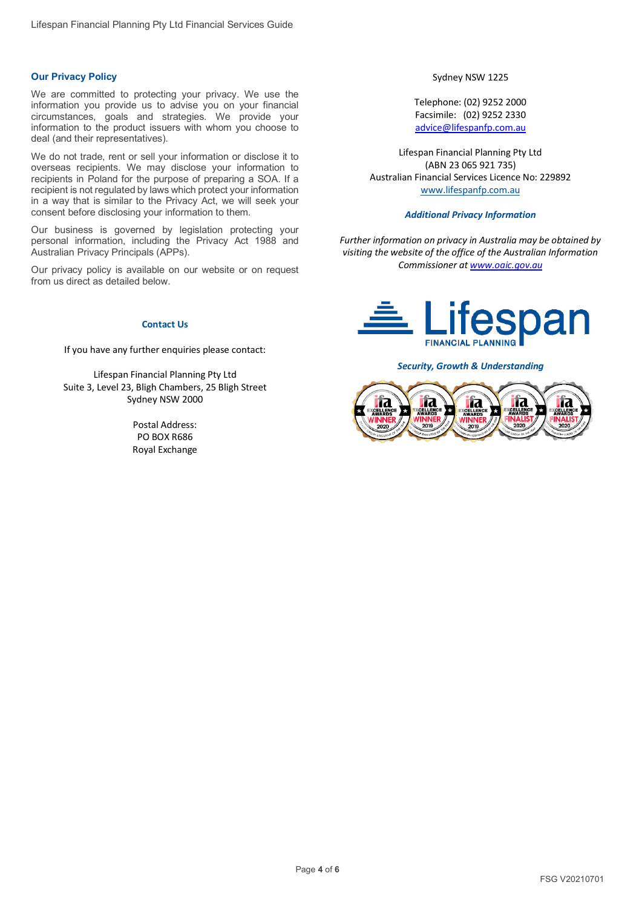## Our Privacy Policy

We are committed to protecting your privacy. We use the information you provide us to advise you on your financial circumstances, goals and strategies. We provide your information to the product issuers with whom you choose to deal (and their representatives).

We do not trade, rent or sell your information or disclose it to overseas recipients. We may disclose your information to recipients in Poland for the purpose of preparing a SOA. If a recipient is not regulated by laws which protect your information in a way that is similar to the Privacy Act, we will seek your consent before disclosing your information to them.

Our business is governed by legislation protecting your personal information, including the Privacy Act 1988 and Australian Privacy Principals (APPs).

Our privacy policy is available on our website or on request from us direct as detailed below.

### Contact Us

If you have any further enquiries please contact:

Lifespan Financial Planning Pty Ltd
Suite 3, Level 23, Bligh Chambers, 25 Bligh Street
Sydney NSW 2000

Postal Address:
PO BOX R686
Royal Exchange
Sydney NSW 1225

Telephone: (02) 9252 2000
Facsimile: (02) 9252 2330
advice@lifespanfp.com.au

Lifespan Financial Planning Pty Ltd
(ABN 23 065 921 735)
Australian Financial Services Licence No: 229892
www.lifespanfp.com.au

### *Additional Privacy Information*

*Further information on privacy in Australia may be obtained by visiting the website of the office of the Australian Information Commissioner at www.oaic.gov.au*

Lifespan FINANCIAL PLANNING

*Security, Growth & Understanding*

FSG V20210701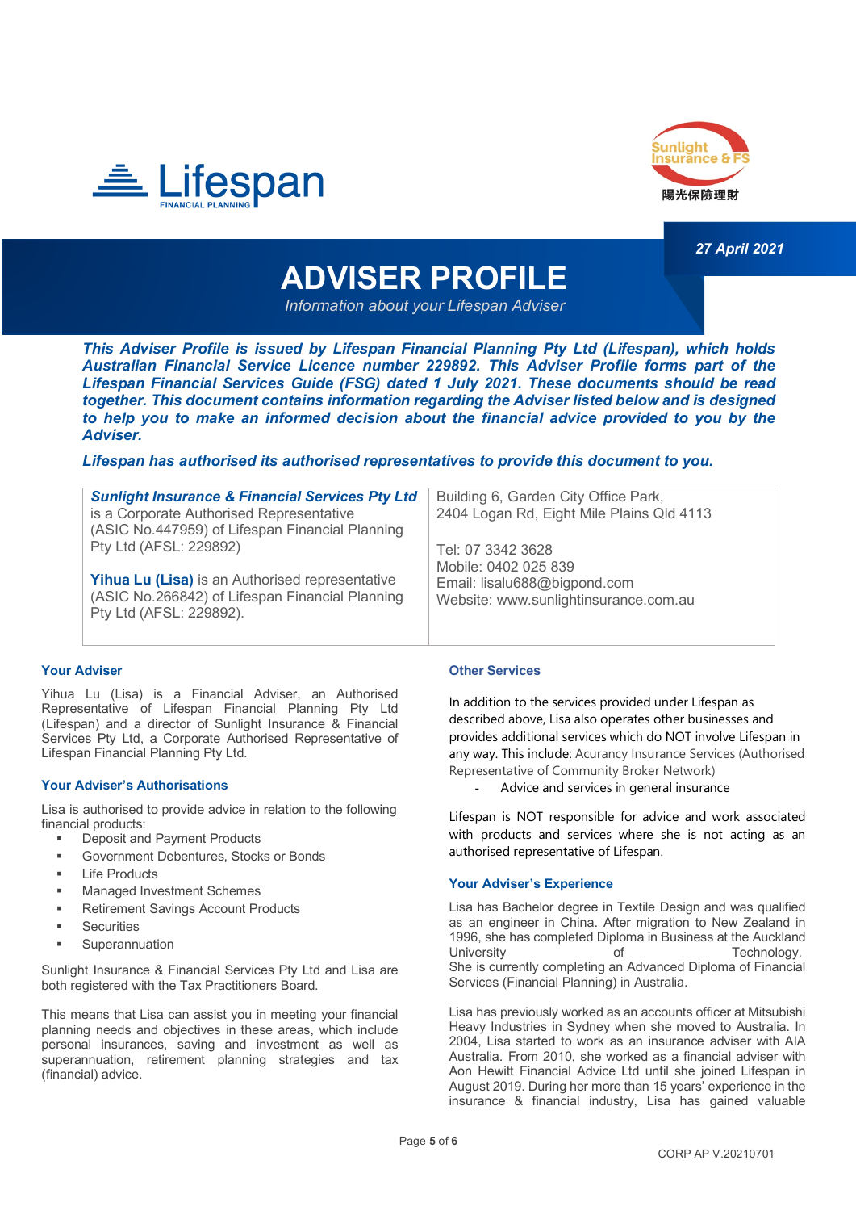Lifespan FINANCIAL PLANNING

Sunlight Insurance & FS 陽光保險理財

**27 April 2021**

# ADVISER PROFILE

*Information about your Lifespan Adviser*

***This Adviser Profile is issued by Lifespan Financial Planning Pty Ltd (Lifespan), which holds Australian Financial Service Licence number 229892. This Adviser Profile forms part of the Lifespan Financial Services Guide (FSG) dated 1 July 2021. These documents should be read together. This document contains information regarding the Adviser listed below and is designed to help you to make an informed decision about the financial advice provided to you by the Adviser.***

***Lifespan has authorised its authorised representatives to provide this document to you.***

| | |
|---|---|
| ***Sunlight Insurance & Financial Services Pty Ltd*** is a Corporate Authorised Representative (ASIC No.447959) of Lifespan Financial Planning Pty Ltd (AFSL: 229892)<br><br>**Yihua Lu (Lisa)** is an Authorised representative (ASIC No.266842) of Lifespan Financial Planning Pty Ltd (AFSL: 229892). | Building 6, Garden City Office Park, 2404 Logan Rd, Eight Mile Plains Qld 4113<br><br>Tel: 07 3342 3628<br>Mobile: 0402 025 839<br>Email: lisalu688@bigpond.com<br>Website: www.sunlightinsurance.com.au |

## Your Adviser

Yihua Lu (Lisa) is a Financial Adviser, an Authorised Representative of Lifespan Financial Planning Pty Ltd (Lifespan) and a director of Sunlight Insurance & Financial Services Pty Ltd, a Corporate Authorised Representative of Lifespan Financial Planning Pty Ltd.

## Your Adviser's Authorisations

Lisa is authorised to provide advice in relation to the following financial products:

- Deposit and Payment Products
- Government Debentures, Stocks or Bonds
- Life Products
- Managed Investment Schemes
- Retirement Savings Account Products
- Securities
- Superannuation

Sunlight Insurance & Financial Services Pty Ltd and Lisa are both registered with the Tax Practitioners Board.

This means that Lisa can assist you in meeting your financial planning needs and objectives in these areas, which include personal insurances, saving and investment as well as superannuation, retirement planning strategies and tax (financial) advice.

## Other Services

In addition to the services provided under Lifespan as described above, Lisa also operates other businesses and provides additional services which do NOT involve Lifespan in any way. This include: Acurancy Insurance Services (Authorised Representative of Community Broker Network)

- Advice and services in general insurance

Lifespan is NOT responsible for advice and work associated with products and services where she is not acting as an authorised representative of Lifespan.

## Your Adviser's Experience

Lisa has Bachelor degree in Textile Design and was qualified as an engineer in China. After migration to New Zealand in 1996, she has completed Diploma in Business at the Auckland University of Technology. She is currently completing an Advanced Diploma of Financial Services (Financial Planning) in Australia.

Lisa has previously worked as an accounts officer at Mitsubishi Heavy Industries in Sydney when she moved to Australia. In 2004, Lisa started to work as an insurance adviser with AIA Australia. From 2010, she worked as a financial adviser with Aon Hewitt Financial Advice Ltd until she joined Lifespan in August 2019. During her more than 15 years' experience in the insurance & financial industry, Lisa has gained valuable

CORP AP V.20210701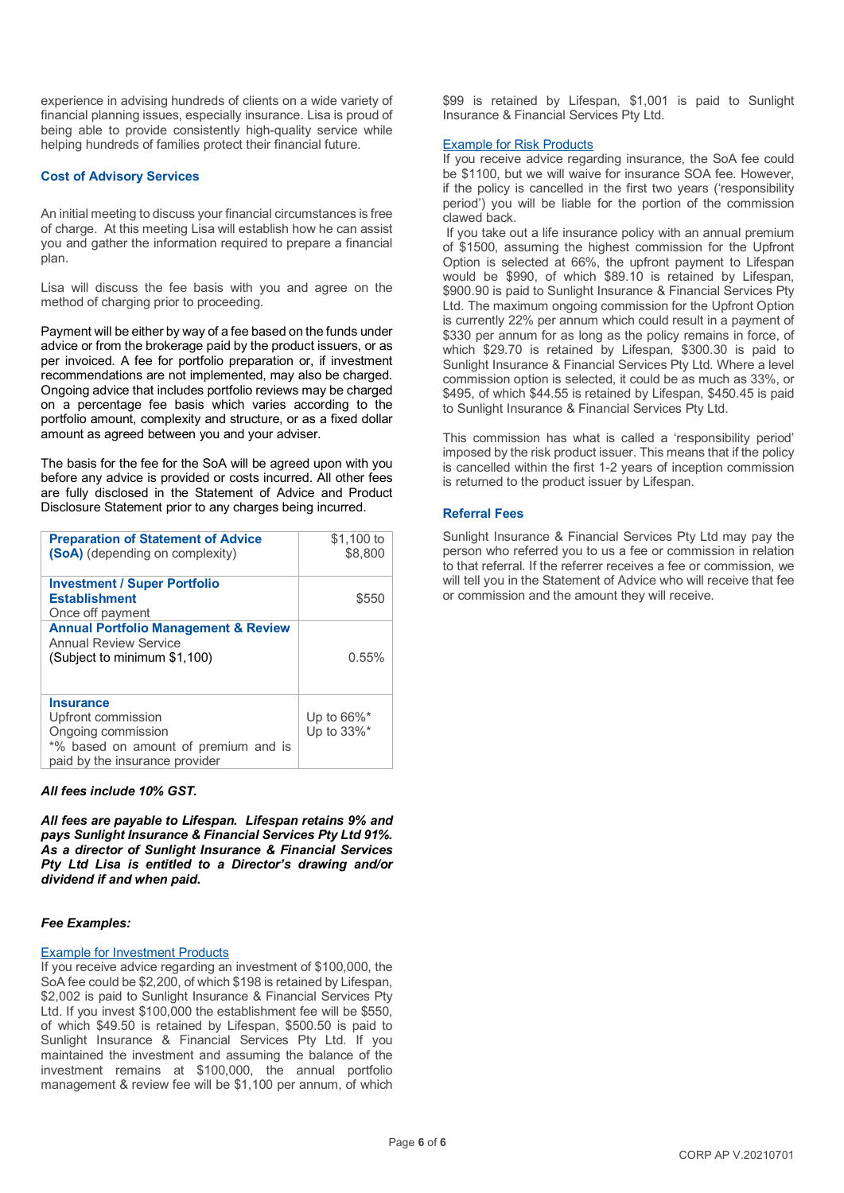experience in advising hundreds of clients on a wide variety of financial planning issues, especially insurance. Lisa is proud of being able to provide consistently high-quality service while helping hundreds of families protect their financial future.

### Cost of Advisory Services

An initial meeting to discuss your financial circumstances is free of charge. At this meeting Lisa will establish how he can assist you and gather the information required to prepare a financial plan.

Lisa will discuss the fee basis with you and agree on the method of charging prior to proceeding.

Payment will be either by way of a fee based on the funds under advice or from the brokerage paid by the product issuers, or as per invoiced. A fee for portfolio preparation or, if investment recommendations are not implemented, may also be charged. Ongoing advice that includes portfolio reviews may be charged on a percentage fee basis which varies according to the portfolio amount, complexity and structure, or as a fixed dollar amount as agreed between you and your adviser.

The basis for the fee for the SoA will be agreed upon with you before any advice is provided or costs incurred. All other fees are fully disclosed in the Statement of Advice and Product Disclosure Statement prior to any charges being incurred.

| | |
|---|---|
| **Preparation of Statement of Advice (SoA)** (depending on complexity) | $1,100 to $8,800 |
| **Investment / Super Portfolio Establishment**<br>Once off payment | $550 |
| **Annual Portfolio Management & Review**<br>Annual Review Service<br>(Subject to minimum $1,100) | 0.55% |
| **Insurance**<br>Upfront commission<br>Ongoing commission<br>*% based on amount of premium and is paid by the insurance provider | Up to 66%*<br>Up to 33%* |

***All fees include 10% GST.***

***All fees are payable to Lifespan. Lifespan retains 9% and pays Sunlight Insurance & Financial Services Pty Ltd 91%. As a director of Sunlight Insurance & Financial Services Pty Ltd Lisa is entitled to a Director's drawing and/or dividend if and when paid.***

***Fee Examples:***

Example for Investment Products

If you receive advice regarding an investment of $100,000, the SoA fee could be $2,200, of which $198 is retained by Lifespan, $2,002 is paid to Sunlight Insurance & Financial Services Pty Ltd. If you invest $100,000 the establishment fee will be $550, of which $49.50 is retained by Lifespan, $500.50 is paid to Sunlight Insurance & Financial Services Pty Ltd. If you maintained the investment and assuming the balance of the investment remains at $100,000, the annual portfolio management & review fee will be $1,100 per annum, of which $99 is retained by Lifespan, $1,001 is paid to Sunlight Insurance & Financial Services Pty Ltd.

Example for Risk Products

If you receive advice regarding insurance, the SoA fee could be $1100, but we will waive for insurance SOA fee. However, if the policy is cancelled in the first two years ('responsibility period') you will be liable for the portion of the commission clawed back.

If you take out a life insurance policy with an annual premium of $1500, assuming the highest commission for the Upfront Option is selected at 66%, the upfront payment to Lifespan would be $990, of which $89.10 is retained by Lifespan, $900.90 is paid to Sunlight Insurance & Financial Services Pty Ltd. The maximum ongoing commission for the Upfront Option is currently 22% per annum which could result in a payment of $330 per annum for as long as the policy remains in force, of which $29.70 is retained by Lifespan, $300.30 is paid to Sunlight Insurance & Financial Services Pty Ltd. Where a level commission option is selected, it could be as much as 33%, or $495, of which $44.55 is retained by Lifespan, $450.45 is paid to Sunlight Insurance & Financial Services Pty Ltd.

This commission has what is called a 'responsibility period' imposed by the risk product issuer. This means that if the policy is cancelled within the first 1-2 years of inception commission is returned to the product issuer by Lifespan.

### Referral Fees

Sunlight Insurance & Financial Services Pty Ltd may pay the person who referred you to us a fee or commission in relation to that referral. If the referrer receives a fee or commission, we will tell you in the Statement of Advice who will receive that fee or commission and the amount they will receive.

CORP AP V.20210701